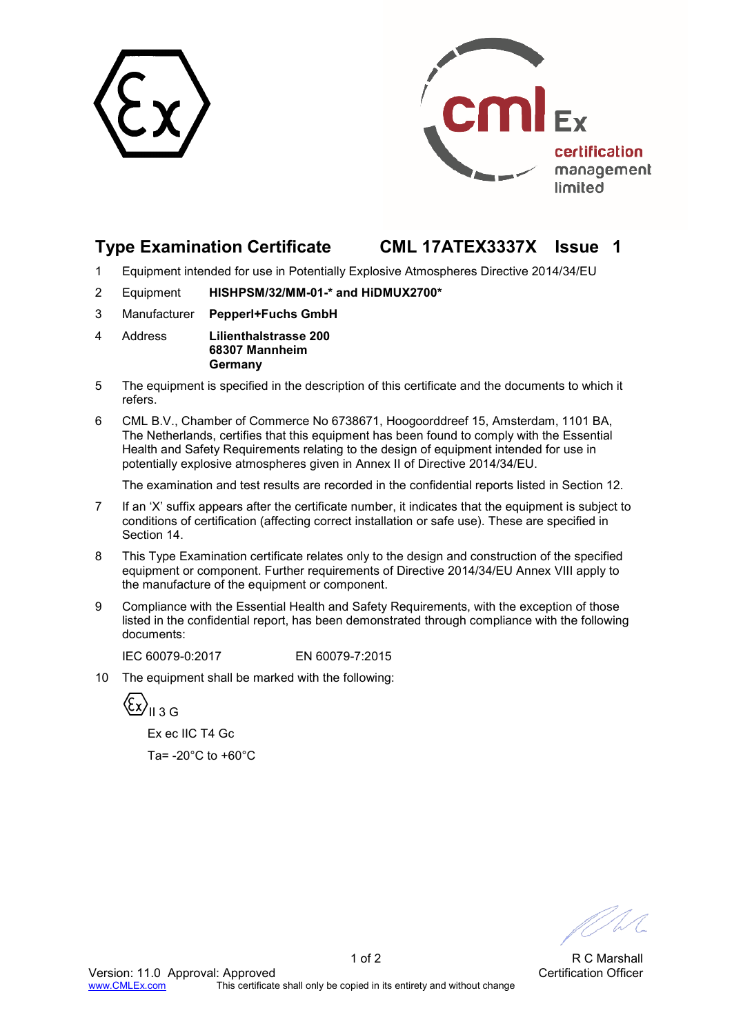# Type Examination Certificate CML 17ATEX3337X Issue 1

1 Equipment intended for use in Potentially Explosive Atmospheres Directive 2014/34/EU

2 Equipment **HISHPSM/32/MM-01-* and HiDMUX2700***

3 Manufacturer **Pepperl+Fuchs GmbH**

4 Address **Lilienthalstrasse 200**
**68307 Mannheim**
**Germany**

5 The equipment is specified in the description of this certificate and the documents to which it refers.

6 CML B.V., Chamber of Commerce No 6738671, Hoogoorddreef 15, Amsterdam, 1101 BA, The Netherlands, certifies that this equipment has been found to comply with the Essential Health and Safety Requirements relating to the design of equipment intended for use in potentially explosive atmospheres given in Annex II of Directive 2014/34/EU.

The examination and test results are recorded in the confidential reports listed in Section 12.

7 If an 'X' suffix appears after the certificate number, it indicates that the equipment is subject to conditions of certification (affecting correct installation or safe use). These are specified in Section 14.

8 This Type Examination certificate relates only to the design and construction of the specified equipment or component. Further requirements of Directive 2014/34/EU Annex VIII apply to the manufacture of the equipment or component.

9 Compliance with the Essential Health and Safety Requirements, with the exception of those listed in the confidential report, has been demonstrated through compliance with the following documents:

IEC 60079-0:2017 EN 60079-7:2015

10 The equipment shall be marked with the following:

Ex II 3 G

Ex ec IIC T4 Gc

Ta= -20°C to +60°C

R C Marshall
Certification Officer

Version: 11.0 Approval: Approved
www.CMLEx.com This certificate shall only be copied in its entirety and without change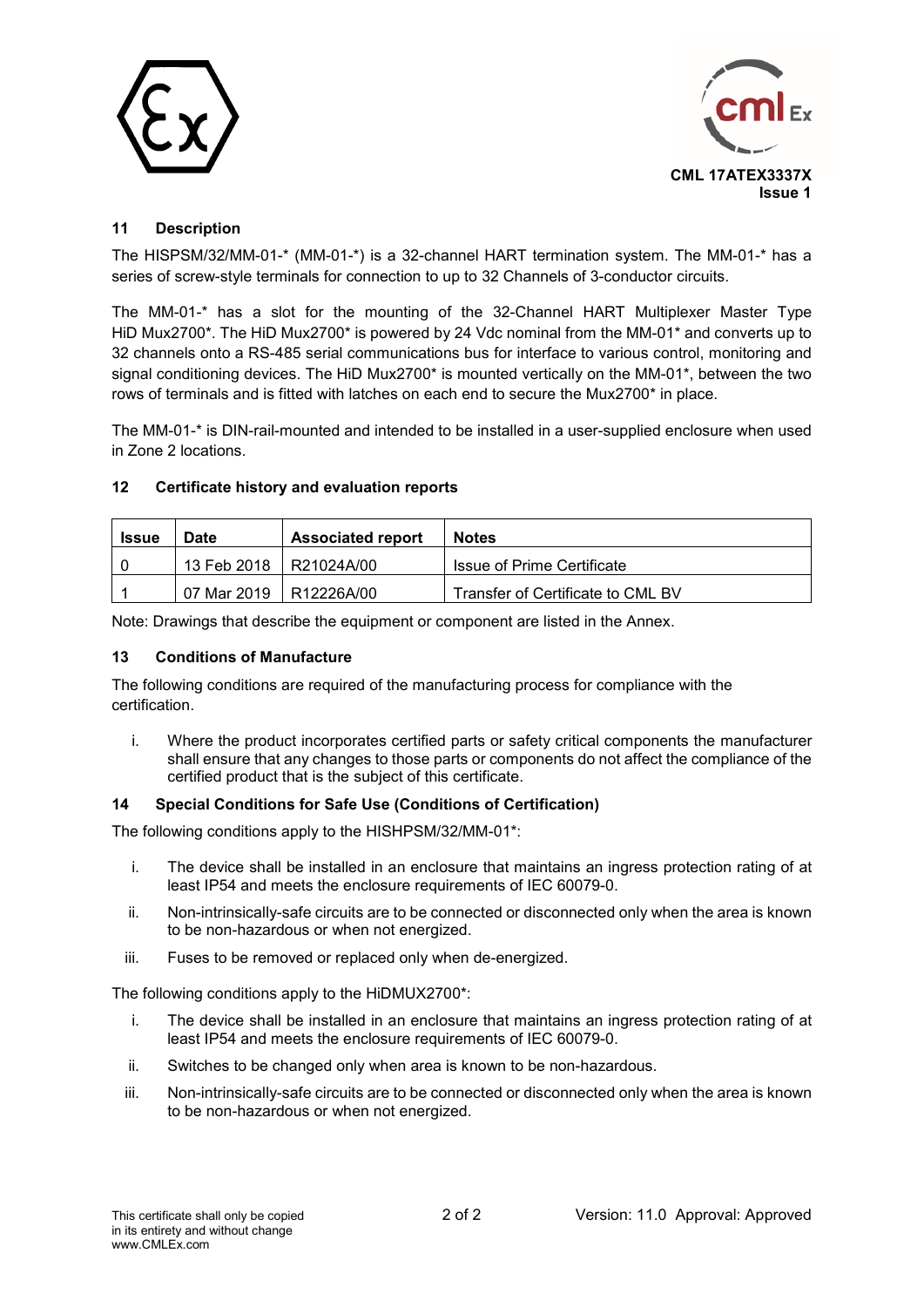CML 17ATEX3337X
Issue 1

## 11 Description

The HISPSM/32/MM-01-* (MM-01-*) is a 32-channel HART termination system. The MM-01-* has a series of screw-style terminals for connection to up to 32 Channels of 3-conductor circuits.

The MM-01-* has a slot for the mounting of the 32-Channel HART Multiplexer Master Type HiD Mux2700*. The HiD Mux2700* is powered by 24 Vdc nominal from the MM-01* and converts up to 32 channels onto a RS-485 serial communications bus for interface to various control, monitoring and signal conditioning devices. The HiD Mux2700* is mounted vertically on the MM-01*, between the two rows of terminals and is fitted with latches on each end to secure the Mux2700* in place.

The MM-01-* is DIN-rail-mounted and intended to be installed in a user-supplied enclosure when used in Zone 2 locations.

## 12 Certificate history and evaluation reports

| Issue | Date | Associated report | Notes |
|---|---|---|---|
| 0 | 13 Feb 2018 | R21024A/00 | Issue of Prime Certificate |
| 1 | 07 Mar 2019 | R12226A/00 | Transfer of Certificate to CML BV |

Note: Drawings that describe the equipment or component are listed in the Annex.

## 13 Conditions of Manufacture

The following conditions are required of the manufacturing process for compliance with the certification.

i. Where the product incorporates certified parts or safety critical components the manufacturer shall ensure that any changes to those parts or components do not affect the compliance of the certified product that is the subject of this certificate.

## 14 Special Conditions for Safe Use (Conditions of Certification)

The following conditions apply to the HISHPSM/32/MM-01*:

i. The device shall be installed in an enclosure that maintains an ingress protection rating of at least IP54 and meets the enclosure requirements of IEC 60079-0.

ii. Non-intrinsically-safe circuits are to be connected or disconnected only when the area is known to be non-hazardous or when not energized.

iii. Fuses to be removed or replaced only when de-energized.

The following conditions apply to the HiDMUX2700*:

i. The device shall be installed in an enclosure that maintains an ingress protection rating of at least IP54 and meets the enclosure requirements of IEC 60079-0.

ii. Switches to be changed only when area is known to be non-hazardous.

iii. Non-intrinsically-safe circuits are to be connected or disconnected only when the area is known to be non-hazardous or when not energized.

This certificate shall only be copied in its entirety and without change
www.CMLEx.com

Version: 11.0 Approval: Approved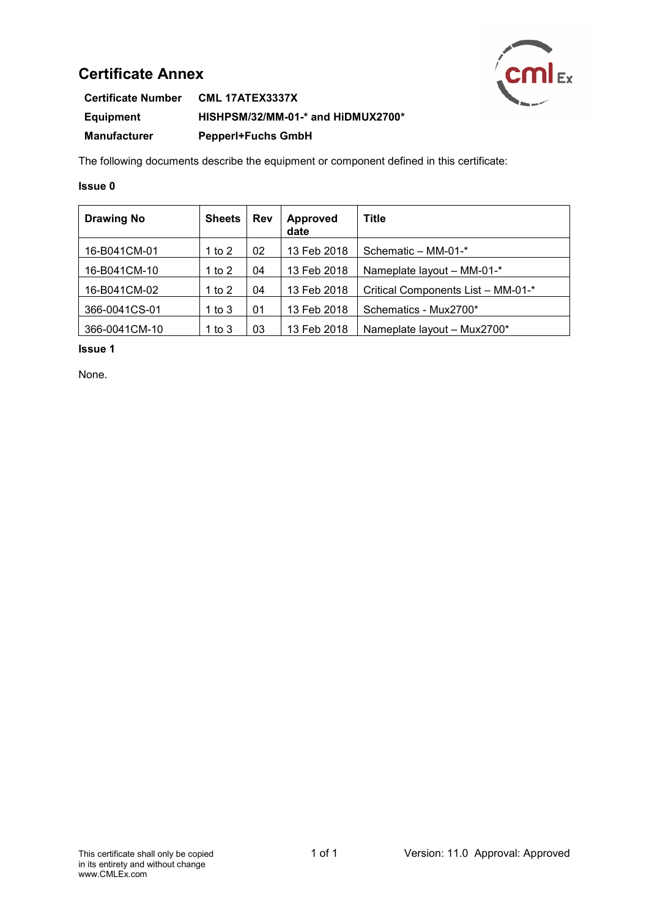# Certificate Annex

| | |
|---|---|
| **Certificate Number** | **CML 17ATEX3337X** |
| **Equipment** | **HISHPSM/32/MM-01-* and HiDMUX2700*** |
| **Manufacturer** | **Pepperl+Fuchs GmbH** |

The following documents describe the equipment or component defined in this certificate:

**Issue 0**

| Drawing No | Sheets | Rev | Approved date | Title |
|---|---|---|---|---|
| 16-B041CM-01 | 1 to 2 | 02 | 13 Feb 2018 | Schematic – MM-01-* |
| 16-B041CM-10 | 1 to 2 | 04 | 13 Feb 2018 | Nameplate layout – MM-01-* |
| 16-B041CM-02 | 1 to 2 | 04 | 13 Feb 2018 | Critical Components List – MM-01-* |
| 366-0041CS-01 | 1 to 3 | 01 | 13 Feb 2018 | Schematics - Mux2700* |
| 366-0041CM-10 | 1 to 3 | 03 | 13 Feb 2018 | Nameplate layout – Mux2700* |

**Issue 1**

None.

This certificate shall only be copied in its entirety and without change
www.CMLEx.com

Version: 11.0 Approval: Approved